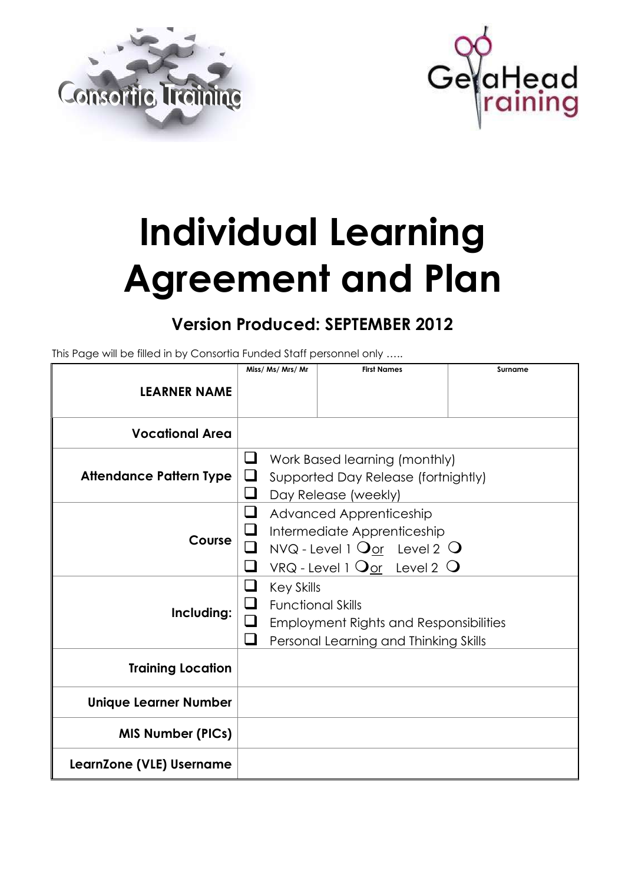# Individual Learning Agreement and Plan

## Version Produced: SEPTEMBER 2012

This Page will be filled in by Consortia Funded Staff personnel only …..

| | Miss/ Ms/ Mrs/ Mr | First Names | Surname |
|---|---|---|---|
| **LEARNER NAME** | | | |
| **Vocational Area** | | | |
| **Attendance Pattern Type** | ❑ Work Based learning (monthly)<br>❑ Supported Day Release (fortnightly)<br>❑ Day Release (weekly) | | |
| **Course** | ❑ Advanced Apprenticeship<br>❑ Intermediate Apprenticeship<br>❑ NVQ - Level 1 ❍ or Level 2 ❍<br>❑ VRQ - Level 1 ❍ or Level 2 ❍ | | |
| **Including:** | ❑ Key Skills<br>❑ Functional Skills<br>❑ Employment Rights and Responsibilities<br>❑ Personal Learning and Thinking Skills | | |
| **Training Location** | | | |
| **Unique Learner Number** | | | |
| **MIS Number (PICs)** | | | |
| **LearnZone (VLE) Username** | | | |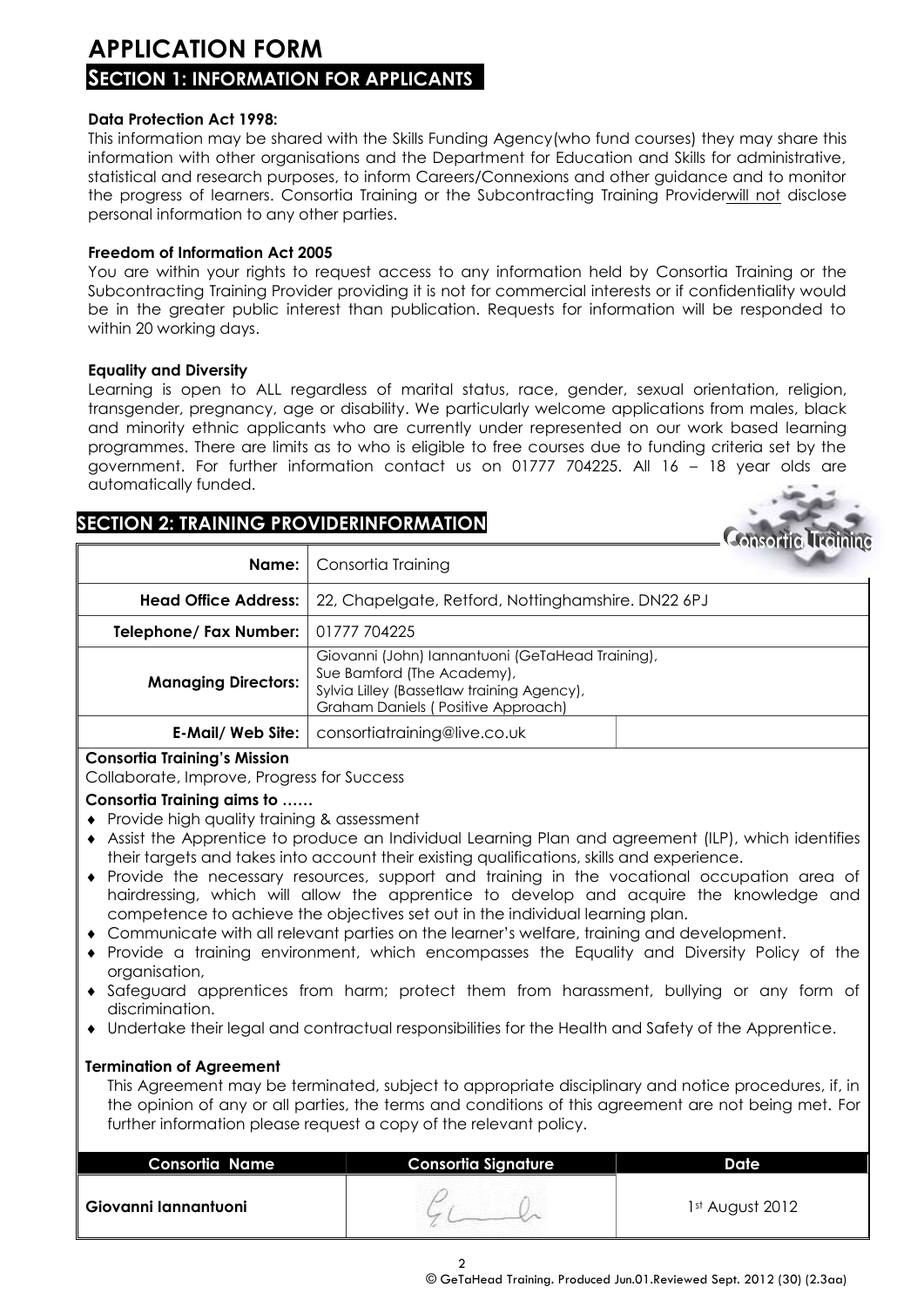# APPLICATION FORM

## SECTION 1: INFORMATION FOR APPLICANTS

**Data Protection Act 1998:**

This information may be shared with the Skills Funding Agency(who fund courses) they may share this information with other organisations and the Department for Education and Skills for administrative, statistical and research purposes, to inform Careers/Connexions and other guidance and to monitor the progress of learners. Consortia Training or the Subcontracting Training Provider<u>will not</u> disclose personal information to any other parties.

**Freedom of Information Act 2005**

You are within your rights to request access to any information held by Consortia Training or the Subcontracting Training Provider providing it is not for commercial interests or if confidentiality would be in the greater public interest than publication. Requests for information will be responded to within 20 working days.

**Equality and Diversity**

Learning is open to ALL regardless of marital status, race, gender, sexual orientation, religion, transgender, pregnancy, age or disability. We particularly welcome applications from males, black and minority ethnic applicants who are currently under represented on our work based learning programmes. There are limits as to who is eligible to free courses due to funding criteria set by the government. For further information contact us on 01777 704225. All 16 – 18 year olds are automatically funded.

## SECTION 2: TRAINING PROVIDERINFORMATION

| | |
|---|---|
| **Name:** | Consortia Training |
| **Head Office Address:** | 22, Chapelgate, Retford, Nottinghamshire. DN22 6PJ |
| **Telephone/ Fax Number:** | 01777 704225 |
| **Managing Directors:** | Giovanni (John) Iannantuoni (GeTaHead Training), Sue Bamford (The Academy), Sylvia Lilley (Bassetlaw training Agency), Graham Daniels ( Positive Approach) |
| **E-Mail/ Web Site:** | consortiatraining@live.co.uk |

**Consortia Training's Mission**

Collaborate, Improve, Progress for Success

**Consortia Training aims to ……**

- Provide high quality training & assessment
- Assist the Apprentice to produce an Individual Learning Plan and agreement (ILP), which identifies their targets and takes into account their existing qualifications, skills and experience.
- Provide the necessary resources, support and training in the vocational occupation area of hairdressing, which will allow the apprentice to develop and acquire the knowledge and competence to achieve the objectives set out in the individual learning plan.
- Communicate with all relevant parties on the learner's welfare, training and development.
- Provide a training environment, which encompasses the Equality and Diversity Policy of the organisation,
- Safeguard apprentices from harm; protect them from harassment, bullying or any form of discrimination.
- Undertake their legal and contractual responsibilities for the Health and Safety of the Apprentice.

**Termination of Agreement**

This Agreement may be terminated, subject to appropriate disciplinary and notice procedures, if, in the opinion of any or all parties, the terms and conditions of this agreement are not being met. For further information please request a copy of the relevant policy.

| Consortia Name | Consortia Signature | Date |
|---|---|---|
| **Giovanni Iannantuoni** | [signature] | 1st August 2012 |

© GeTaHead Training. Produced Jun.01.Reviewed Sept. 2012 (30) (2.3aa)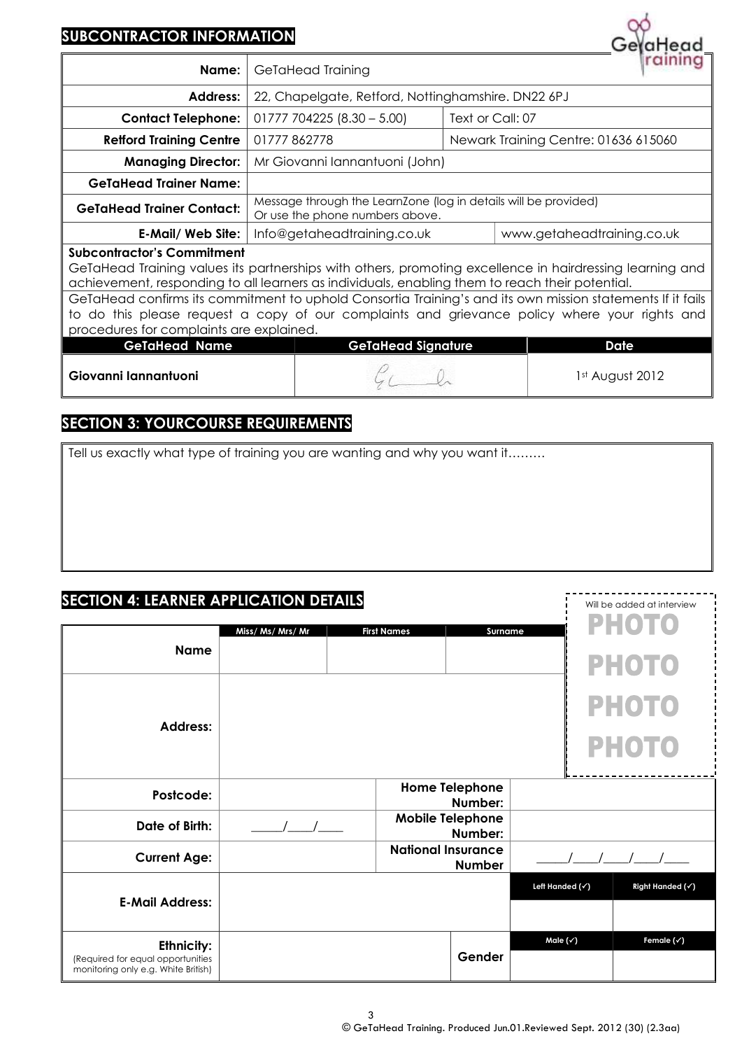## SUBCONTRACTOR INFORMATION

| | | |
|---|---|---|
| **Name:** | GeTaHead Training | |
| **Address:** | 22, Chapelgate, Retford, Nottinghamshire. DN22 6PJ | |
| **Contact Telephone:** | 01777 704225 (8.30 – 5.00) | Text or Call: 07 |
| **Retford Training Centre** | 01777 862778 | Newark Training Centre: 01636 615060 |
| **Managing Director:** | Mr Giovanni Iannantuoni (John) | |
| **GeTaHead Trainer Name:** | | |
| **GeTaHead Trainer Contact:** | Message through the LearnZone (log in details will be provided) Or use the phone numbers above. | |
| **E-Mail/ Web Site:** | Info@getaheadtraining.co.uk | www.getaheadtraining.co.uk |

**Subcontractor's Commitment**

GeTaHead Training values its partnerships with others, promoting excellence in hairdressing learning and achievement, responding to all learners as individuals, enabling them to reach their potential.

GeTaHead confirms its commitment to uphold Consortia Training's and its own mission statements If it fails to do this please request a copy of our complaints and grievance policy where your rights and procedures for complaints are explained.

| GeTaHead Name | GeTaHead Signature | Date |
|---|---|---|
| **Giovanni Iannantuoni** | [signature] | 1st August 2012 |

## SECTION 3: YOURCOURSE REQUIREMENTS

Tell us exactly what type of training you are wanting and why you want it………

## SECTION 4: LEARNER APPLICATION DETAILS

Will be added at interview

PHOTO

| | | | | | |
|---|---|---|---|---|---|
| **Name** | Miss/ Ms/ Mrs/ Mr | First Names | Surname | | |
| **Address:** | | | | | |
| **Postcode:** | | **Home Telephone Number:** | | | |
| **Date of Birth:** | \_\_\_\_/\_\_\_/\_\_\_ | **Mobile Telephone Number:** | | | |
| **Current Age:** | | **National Insurance Number** | \_\_\_\_/\_\_\_/\_\_\_/\_\_\_/\_\_\_ | | |
| **E-Mail Address:** | | | Left Handed (✓) | Right Handed (✓) | |
| **Ethnicity:** (Required for equal opportunities monitoring only e.g. White British) | | **Gender** | Male (✓) | Female (✓) | |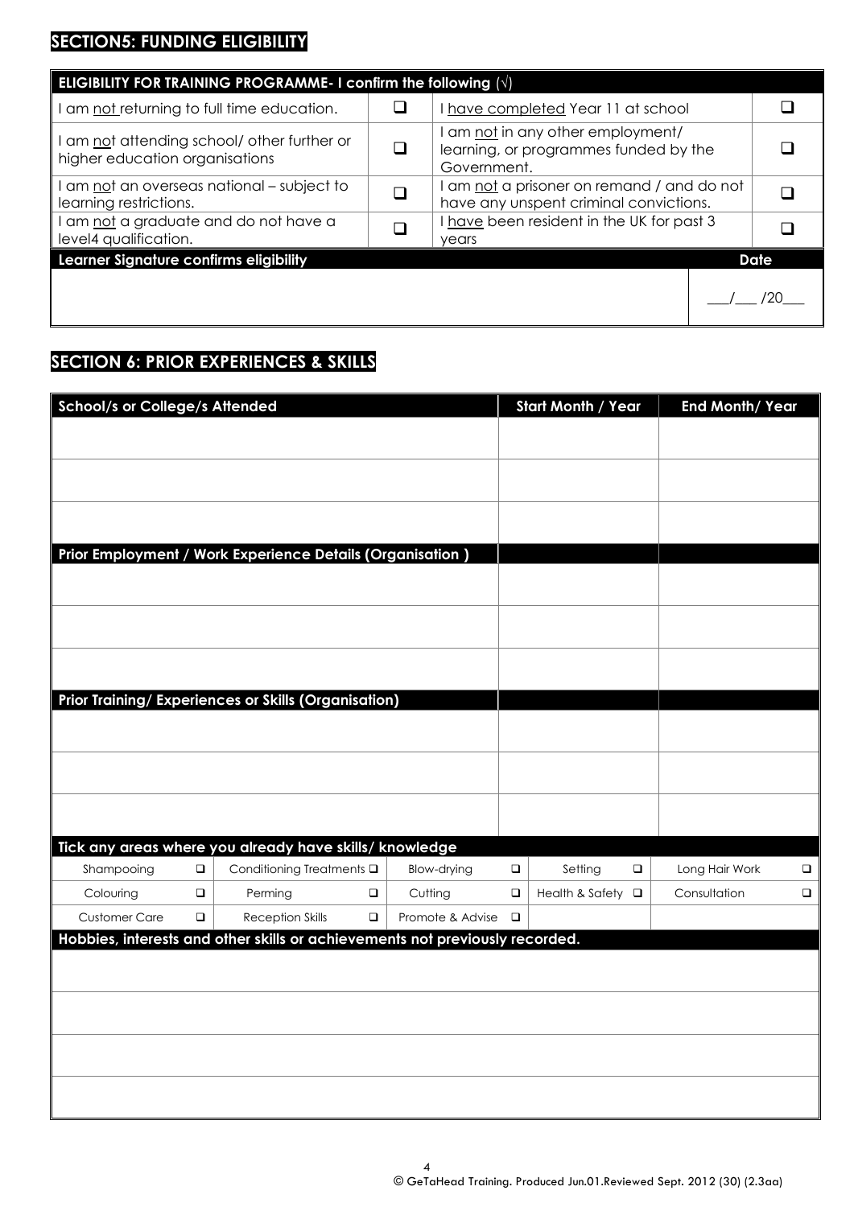## SECTION5: FUNDING ELIGIBILITY

| ELIGIBILITY FOR TRAINING PROGRAMME- I confirm the following (√) | | | |
|---|---|---|---|
| I am <u>not</u> returning to full time education. | ❑ | I <u>have completed</u> Year 11 at school | ❑ |
| I am <u>not</u> attending school/ other further or higher education organisations | ❑ | I am <u>not</u> in any other employment/ learning, or programmes funded by the Government. | ❑ |
| I am <u>not</u> an overseas national – subject to learning restrictions. | ❑ | I am <u>not</u> a prisoner on remand / and do not have any unspent criminal convictions. | ❑ |
| I am <u>not</u> a graduate and do not have a level4 qualification. | ❑ | I <u>have</u> been resident in the UK for past 3 years | ❑ |
| **Learner Signature confirms eligibility** | | | **Date** |
| | | | ___/___ /20___ |

## SECTION 6: PRIOR EXPERIENCES & SKILLS

| School/s or College/s Attended | Start Month / Year | End Month/ Year |
|---|---|---|
| | | |
| | | |
| | | |
| **Prior Employment / Work Experience Details (Organisation )** | | |
| | | |
| | | |
| | | |
| **Prior Training/ Experiences or Skills (Organisation)** | | |
| | | |
| | | |
| | | |

**Tick any areas where you already have skills/ knowledge**

| | | | | |
|---|---|---|---|---|
| Shampooing ❑ | Conditioning Treatments ❑ | Blow-drying ❑ | Setting ❑ | Long Hair Work ❑ |
| Colouring ❑ | Perming ❑ | Cutting ❑ | Health & Safety ❑ | Consultation ❑ |
| Customer Care ❑ | Reception Skills ❑ | Promote & Advise ❑ | | |

**Hobbies, interests and other skills or achievements not previously recorded.**

| |
|---|
| |
| |
| |
| |

© GeTaHead Training. Produced Jun.01.Reviewed Sept. 2012 (30) (2.3aa)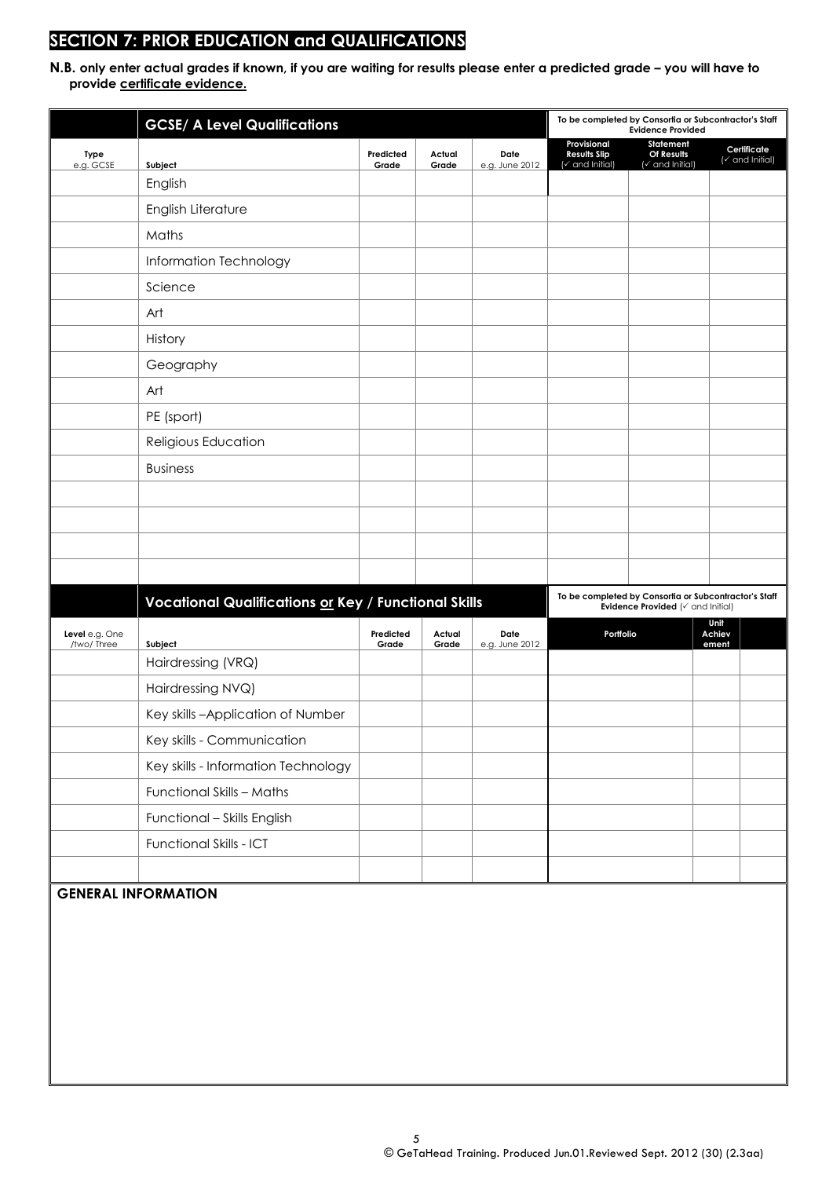## SECTION 7: PRIOR EDUCATION and QUALIFICATIONS

**N.B. only enter actual grades if known, if you are waiting for results please enter a predicted grade – you will have to provide certificate evidence.**

| | GCSE/ A Level Qualifications | | | | To be completed by Consortia or Subcontractor's Staff Evidence Provided | | |
|---|---|---|---|---|---|---|---|
| Type e.g. GCSE | Subject | Predicted Grade | Actual Grade | Date e.g. June 2012 | Provisional Results Slip (✓ and Initial) | Statement Of Results (✓ and Initial) | Certificate (✓ and Initial) |
| | English | | | | | | |
| | English Literature | | | | | | |
| | Maths | | | | | | |
| | Information Technology | | | | | | |
| | Science | | | | | | |
| | Art | | | | | | |
| | History | | | | | | |
| | Geography | | | | | | |
| | Art | | | | | | |
| | PE (sport) | | | | | | |
| | Religious Education | | | | | | |
| | Business | | | | | | |
| | | | | | | | |
| | | | | | | | |
| | | | | | | | |
| | | | | | | | |

| | Vocational Qualifications or Key / Functional Skills | | | | To be completed by Consortia or Subcontractor's Staff Evidence Provided (✓ and Initial) | | |
|---|---|---|---|---|---|---|---|
| Level e.g. One /two/ Three | Subject | Predicted Grade | Actual Grade | Date e.g. June 2012 | Portfolio | Unit Achievement | |
| | Hairdressing (VRQ) | | | | | | |
| | Hairdressing NVQ) | | | | | | |
| | Key skills –Application of Number | | | | | | |
| | Key skills - Communication | | | | | | |
| | Key skills - Information Technology | | | | | | |
| | Functional Skills – Maths | | | | | | |
| | Functional – Skills English | | | | | | |
| | Functional Skills - ICT | | | | | | |
| | | | | | | | |

**GENERAL INFORMATION**

© GeTaHead Training. Produced Jun.01.Reviewed Sept. 2012 (30) (2.3aa)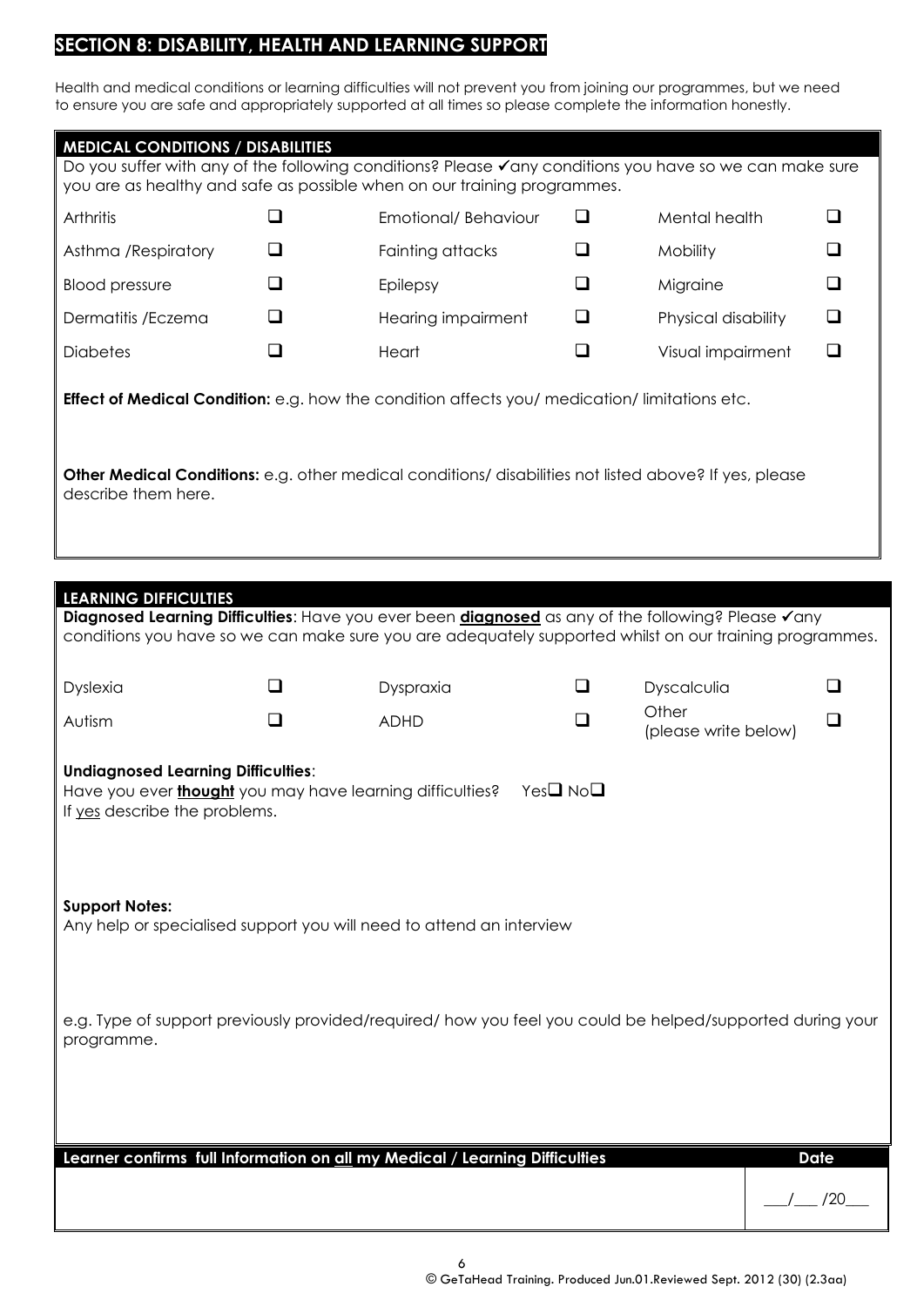## SECTION 8: DISABILITY, HEALTH AND LEARNING SUPPORT

Health and medical conditions or learning difficulties will not prevent you from joining our programmes, but we need to ensure you are safe and appropriately supported at all times so please complete the information honestly.

### MEDICAL CONDITIONS / DISABILITIES

Do you suffer with any of the following conditions? Please ✓any conditions you have so we can make sure you are as healthy and safe as possible when on our training programmes.

| | | | | | |
|---|---|---|---|---|---|
| Arthritis | ❑ | Emotional/ Behaviour | ❑ | Mental health | ❑ |
| Asthma /Respiratory | ❑ | Fainting attacks | ❑ | Mobility | ❑ |
| Blood pressure | ❑ | Epilepsy | ❑ | Migraine | ❑ |
| Dermatitis /Eczema | ❑ | Hearing impairment | ❑ | Physical disability | ❑ |
| Diabetes | ❑ | Heart | ❑ | Visual impairment | ❑ |

**Effect of Medical Condition:** e.g. how the condition affects you/ medication/ limitations etc.

**Other Medical Conditions:** e.g. other medical conditions/ disabilities not listed above? If yes, please describe them here.

### LEARNING DIFFICULTIES

**Diagnosed Learning Difficulties**: Have you ever been **diagnosed** as any of the following? Please ✓any conditions you have so we can make sure you are adequately supported whilst on our training programmes.

| | | | | | |
|---|---|---|---|---|---|
| Dyslexia | ❑ | Dyspraxia | ❑ | Dyscalculia | ❑ |
| Autism | ❑ | ADHD | ❑ | Other (please write below) | ❑ |

**Undiagnosed Learning Difficulties**:
Have you ever **thought** you may have learning difficulties? Yes❑ No❑
If yes describe the problems.

**Support Notes:**
Any help or specialised support you will need to attend an interview

e.g. Type of support previously provided/required/ how you feel you could be helped/supported during your programme.

| Learner confirms full Information on all my Medical / Learning Difficulties | Date |
|---|---|
| | ___/___ /20___ |

© GeTaHead Training. Produced Jun.01.Reviewed Sept. 2012 (30) (2.3aa)